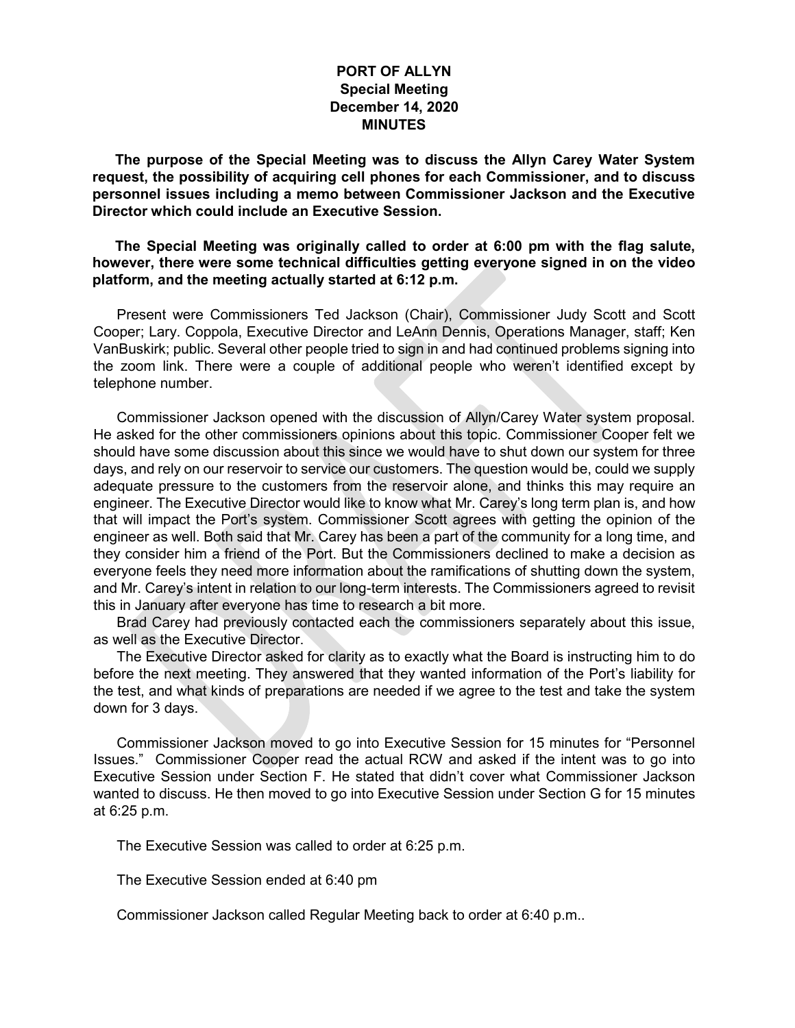# PORT OF ALLYN
## Special Meeting
## December 14, 2020
## MINUTES

**The purpose of the Special Meeting was to discuss the Allyn Carey Water System request, the possibility of acquiring cell phones for each Commissioner, and to discuss personnel issues including a memo between Commissioner Jackson and the Executive Director which could include an Executive Session.**

**The Special Meeting was originally called to order at 6:00 pm with the flag salute, however, there were some technical difficulties getting everyone signed in on the video platform, and the meeting actually started at 6:12 p.m.**

Present were Commissioners Ted Jackson (Chair), Commissioner Judy Scott and Scott Cooper; Lary. Coppola, Executive Director and LeAnn Dennis, Operations Manager, staff; Ken VanBuskirk; public. Several other people tried to sign in and had continued problems signing into the zoom link. There were a couple of additional people who weren't identified except by telephone number.

Commissioner Jackson opened with the discussion of Allyn/Carey Water system proposal. He asked for the other commissioners opinions about this topic. Commissioner Cooper felt we should have some discussion about this since we would have to shut down our system for three days, and rely on our reservoir to service our customers. The question would be, could we supply adequate pressure to the customers from the reservoir alone, and thinks this may require an engineer. The Executive Director would like to know what Mr. Carey's long term plan is, and how that will impact the Port's system. Commissioner Scott agrees with getting the opinion of the engineer as well. Both said that Mr. Carey has been a part of the community for a long time, and they consider him a friend of the Port. But the Commissioners declined to make a decision as everyone feels they need more information about the ramifications of shutting down the system, and Mr. Carey's intent in relation to our long-term interests. The Commissioners agreed to revisit this in January after everyone has time to research a bit more.

Brad Carey had previously contacted each the commissioners separately about this issue, as well as the Executive Director.

The Executive Director asked for clarity as to exactly what the Board is instructing him to do before the next meeting. They answered that they wanted information of the Port's liability for the test, and what kinds of preparations are needed if we agree to the test and take the system down for 3 days.

Commissioner Jackson moved to go into Executive Session for 15 minutes for "Personnel Issues." Commissioner Cooper read the actual RCW and asked if the intent was to go into Executive Session under Section F. He stated that didn't cover what Commissioner Jackson wanted to discuss. He then moved to go into Executive Session under Section G for 15 minutes at 6:25 p.m.

The Executive Session was called to order at 6:25 p.m.

The Executive Session ended at 6:40 pm

Commissioner Jackson called Regular Meeting back to order at 6:40 p.m..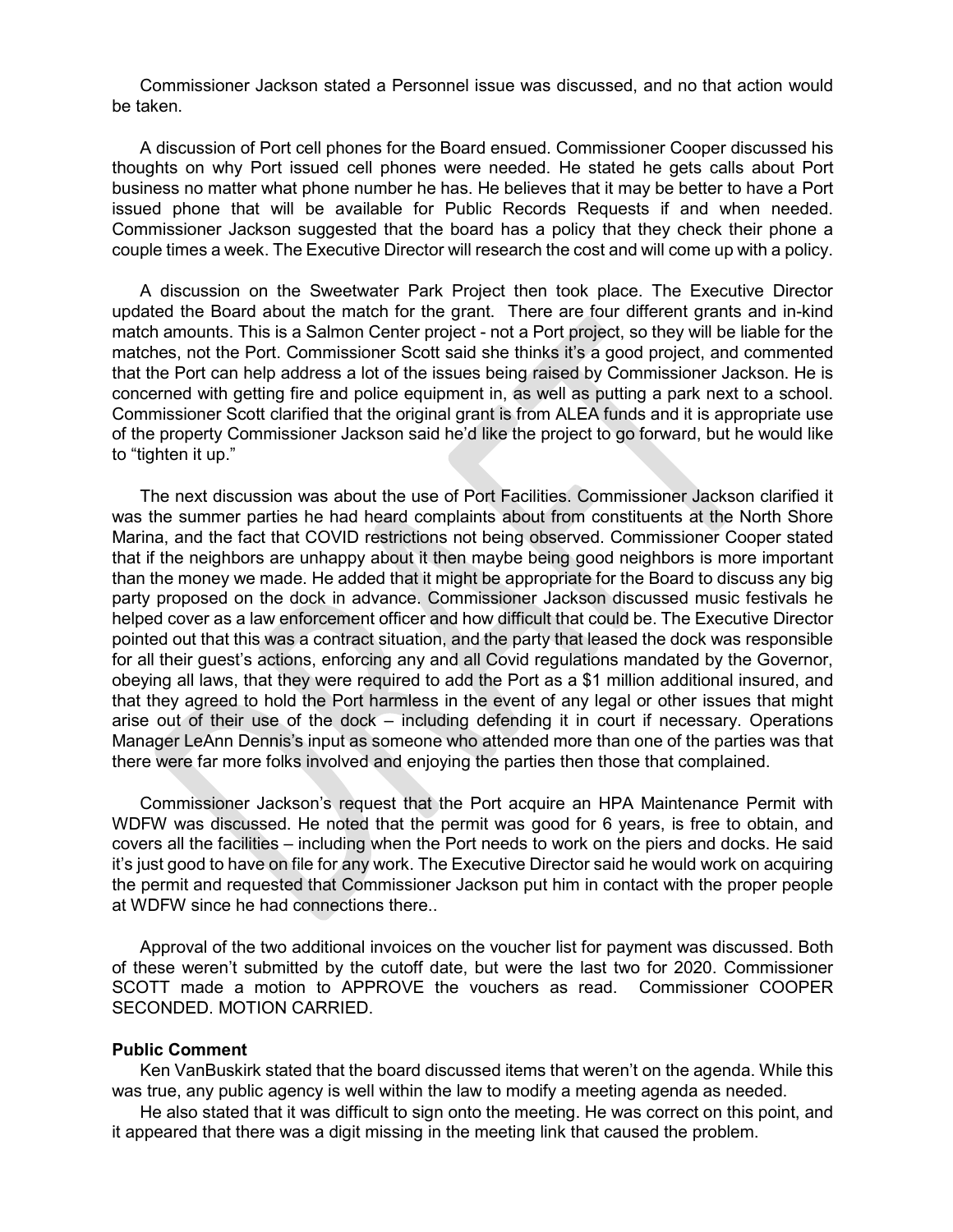Commissioner Jackson stated a Personnel issue was discussed, and no that action would be taken.

A discussion of Port cell phones for the Board ensued. Commissioner Cooper discussed his thoughts on why Port issued cell phones were needed. He stated he gets calls about Port business no matter what phone number he has. He believes that it may be better to have a Port issued phone that will be available for Public Records Requests if and when needed. Commissioner Jackson suggested that the board has a policy that they check their phone a couple times a week. The Executive Director will research the cost and will come up with a policy.

A discussion on the Sweetwater Park Project then took place. The Executive Director updated the Board about the match for the grant. There are four different grants and in-kind match amounts. This is a Salmon Center project - not a Port project, so they will be liable for the matches, not the Port. Commissioner Scott said she thinks it's a good project, and commented that the Port can help address a lot of the issues being raised by Commissioner Jackson. He is concerned with getting fire and police equipment in, as well as putting a park next to a school. Commissioner Scott clarified that the original grant is from ALEA funds and it is appropriate use of the property Commissioner Jackson said he'd like the project to go forward, but he would like to "tighten it up."

The next discussion was about the use of Port Facilities. Commissioner Jackson clarified it was the summer parties he had heard complaints about from constituents at the North Shore Marina, and the fact that COVID restrictions not being observed. Commissioner Cooper stated that if the neighbors are unhappy about it then maybe being good neighbors is more important than the money we made. He added that it might be appropriate for the Board to discuss any big party proposed on the dock in advance. Commissioner Jackson discussed music festivals he helped cover as a law enforcement officer and how difficult that could be. The Executive Director pointed out that this was a contract situation, and the party that leased the dock was responsible for all their guest's actions, enforcing any and all Covid regulations mandated by the Governor, obeying all laws, that they were required to add the Port as a $1 million additional insured, and that they agreed to hold the Port harmless in the event of any legal or other issues that might arise out of their use of the dock – including defending it in court if necessary. Operations Manager LeAnn Dennis's input as someone who attended more than one of the parties was that there were far more folks involved and enjoying the parties then those that complained.

Commissioner Jackson's request that the Port acquire an HPA Maintenance Permit with WDFW was discussed. He noted that the permit was good for 6 years, is free to obtain, and covers all the facilities – including when the Port needs to work on the piers and docks. He said it's just good to have on file for any work. The Executive Director said he would work on acquiring the permit and requested that Commissioner Jackson put him in contact with the proper people at WDFW since he had connections there..

Approval of the two additional invoices on the voucher list for payment was discussed. Both of these weren't submitted by the cutoff date, but were the last two for 2020. Commissioner SCOTT made a motion to APPROVE the vouchers as read. Commissioner COOPER SECONDED. MOTION CARRIED.

**Public Comment**

Ken VanBuskirk stated that the board discussed items that weren't on the agenda. While this was true, any public agency is well within the law to modify a meeting agenda as needed.

He also stated that it was difficult to sign onto the meeting. He was correct on this point, and it appeared that there was a digit missing in the meeting link that caused the problem.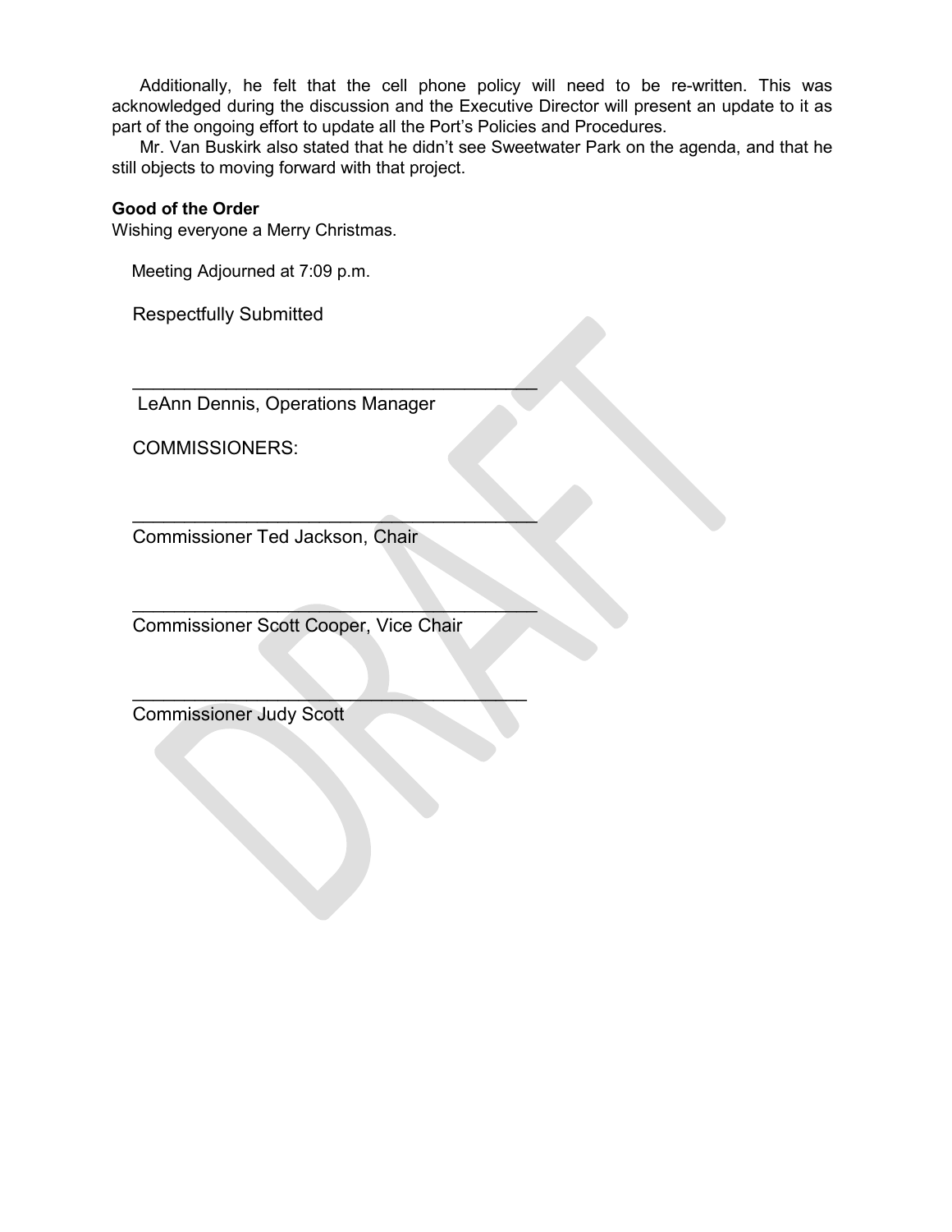Additionally, he felt that the cell phone policy will need to be re-written. This was acknowledged during the discussion and the Executive Director will present an update to it as part of the ongoing effort to update all the Port's Policies and Procedures.

Mr. Van Buskirk also stated that he didn't see Sweetwater Park on the agenda, and that he still objects to moving forward with that project.

**Good of the Order**

Wishing everyone a Merry Christmas.

Meeting Adjourned at 7:09 p.m.

Respectfully Submitted

\_\_\_\_\_\_\_\_\_\_\_\_\_\_\_\_\_\_\_\_\_\_\_\_\_\_\_\_\_\_\_\_\_\_\_\_\_\_\_\_

LeAnn Dennis, Operations Manager

COMMISSIONERS:

\_\_\_\_\_\_\_\_\_\_\_\_\_\_\_\_\_\_\_\_\_\_\_\_\_\_\_\_\_\_\_\_\_\_\_\_\_\_\_\_

Commissioner Ted Jackson, Chair

\_\_\_\_\_\_\_\_\_\_\_\_\_\_\_\_\_\_\_\_\_\_\_\_\_\_\_\_\_\_\_\_\_\_\_\_\_\_\_\_

Commissioner Scott Cooper, Vice Chair

\_\_\_\_\_\_\_\_\_\_\_\_\_\_\_\_\_\_\_\_\_\_\_\_\_\_\_\_\_\_\_\_\_\_\_\_\_\_\_\_

Commissioner Judy Scott

DRAFT